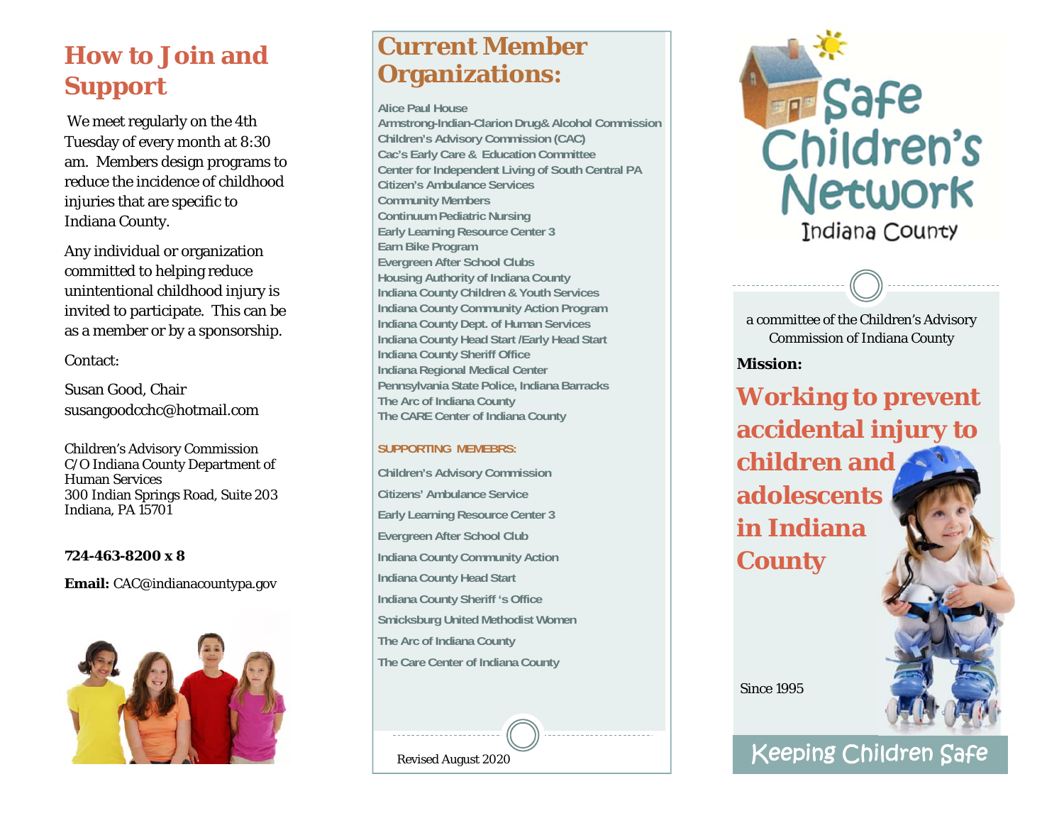## How to Join and Support

We meet regularly on the 4th Tuesday of every month at 8:30 am. Members design programs to reduce the incidence of childhood injuries that are specific to Indiana County.

Any individual or organization committed to helping reduce unintentional childhood injury is invited to participate. This can be as a member or by a sponsorship.

Contact:

Susan Good, Chair
susangoodcchc@hotmail.com

Children's Advisory Commission
C/O Indiana County Department of Human Services
300 Indian Springs Road, Suite 203
Indiana, PA 15701

**724-463-8200 x 8**

**Email:** CAC@indianacountypa.gov

## Current Member Organizations:

Alice Paul House
Armstrong-Indian-Clarion Drug& Alcohol Commission
Children's Advisory Commission (CAC)
Cac's Early Care & Education Committee
Center for Independent Living of South Central PA
Citizen's Ambulance Services
Community Members
Continuum Pediatric Nursing
Early Learning Resource Center 3
Earn Bike Program
Evergreen After School Clubs
Housing Authority of Indiana County
Indiana County Children & Youth Services
Indiana County Community Action Program
Indiana County Dept. of Human Services
Indiana County Head Start /Early Head Start
Indiana County Sheriff Office
Indiana Regional Medical Center
Pennsylvania State Police, Indiana Barracks
The Arc of Indiana County
The CARE Center of Indiana County

**SUPPORTING MEMEBRS:**

Children's Advisory Commission
Citizens' Ambulance Service
Early Learning Resource Center 3
Evergreen After School Club
Indiana County Community Action
Indiana County Head Start
Indiana County Sheriff 's Office
Smicksburg United Methodist Women
The Arc of Indiana County
The Care Center of Indiana County

Revised August 2020

# Safe Children's Network
Indiana County

a committee of the Children's Advisory Commission of Indiana County

**Mission:**

## Working to prevent accidental injury to children and adolescents in Indiana County

Since 1995

Keeping Children Safe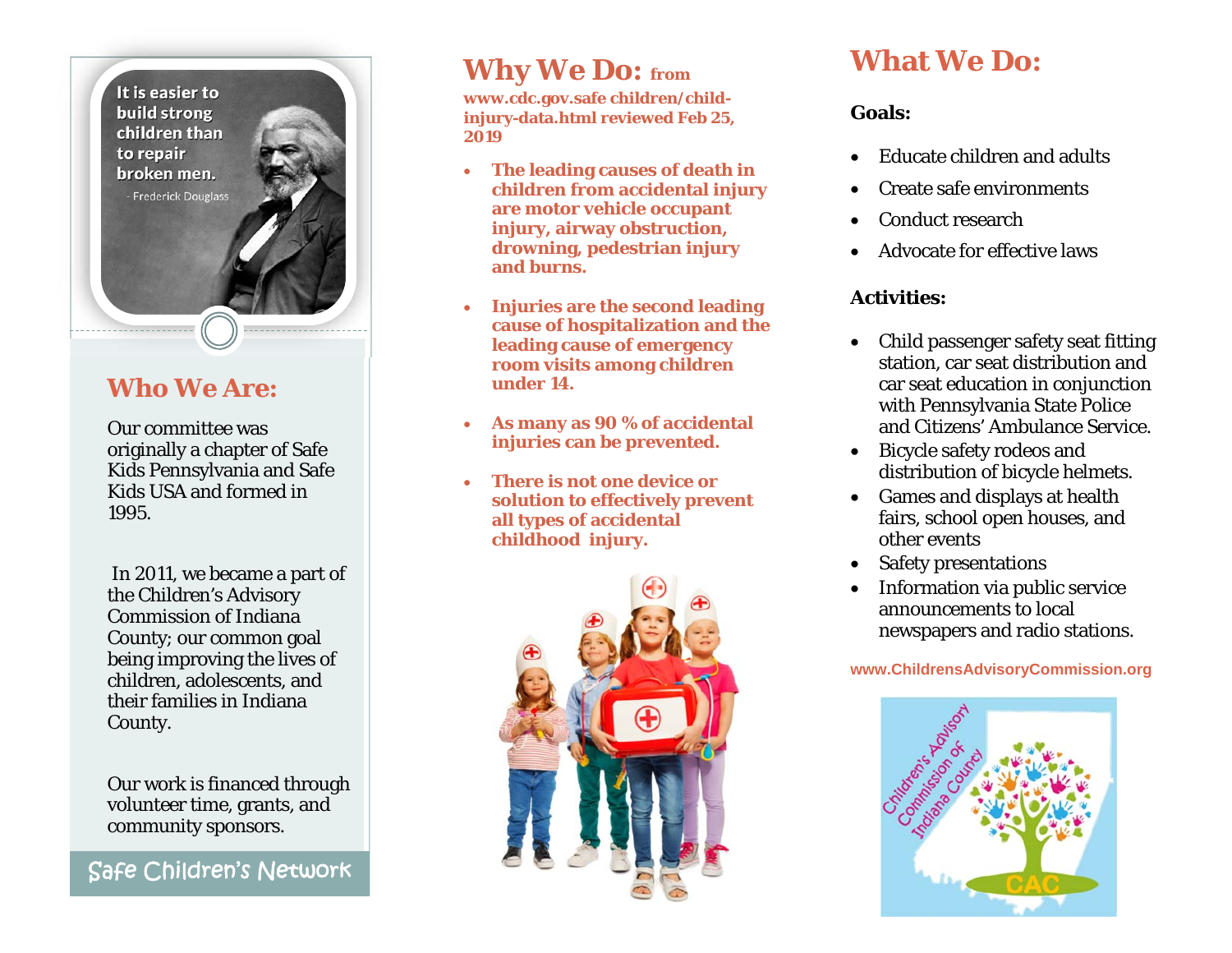It is easier to build strong children than to repair broken men.

- Frederick Douglass

## Who We Are:

Our committee was originally a chapter of Safe Kids Pennsylvania and Safe Kids USA and formed in 1995.

In 2011, we became a part of the Children's Advisory Commission of Indiana County; our common goal being improving the lives of children, adolescents, and their families in Indiana County.

Our work is financed through volunteer time, grants, and community sponsors.

Safe Children's Network

## Why We Do: from

**www.cdc.gov.safe children/child-injury-data.html reviewed Feb 25, 2019**

- **The leading causes of death in children from accidental injury are motor vehicle occupant injury, airway obstruction, drowning, pedestrian injury and burns.**
- **Injuries are the second leading cause of hospitalization and the leading cause of emergency room visits among children under 14.**
- **As many as 90 % of accidental injuries can be prevented.**
- **There is not one device or solution to effectively prevent all types of accidental childhood injury.**

## What We Do:

### Goals:

- Educate children and adults
- Create safe environments
- Conduct research
- Advocate for effective laws

### Activities:

- Child passenger safety seat fitting station, car seat distribution and car seat education in conjunction with Pennsylvania State Police and Citizens' Ambulance Service.
- Bicycle safety rodeos and distribution of bicycle helmets.
- Games and displays at health fairs, school open houses, and other events
- Safety presentations
- Information via public service announcements to local newspapers and radio stations.

**www.ChildrensAdvisoryCommission.org**

Children's Advisory Commission of Indiana County

CAC